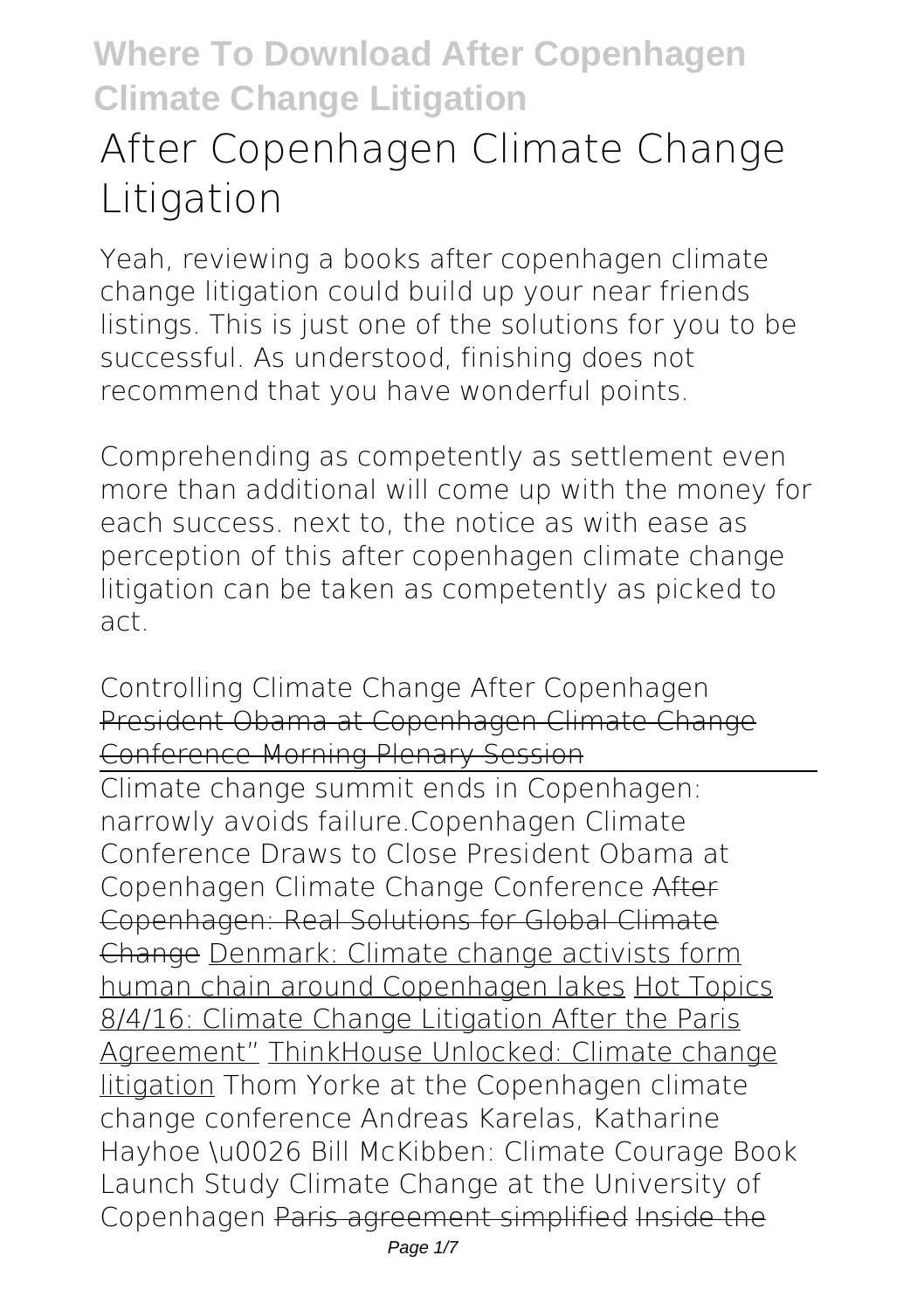# After Copenhagen Climate Change Litigation

Yeah, reviewing a books after copenhagen climate change litigation could build up your near friends listings. This is just one of the solutions for you to be successful. As understood, finishing does not recommend that you have wonderful points.

Comprehending as competently as settlement even more than additional will come up with the money for each success. next to, the notice as with ease as perception of this after copenhagen climate change litigation can be taken as competently as picked to act.

*Controlling Climate Change After Copenhagen* President Obama at Copenhagen Climate Change Conference-Morning Plenary Session

Climate change summit ends in Copenhagen: narrowly avoids failure.*Copenhagen Climate Conference Draws to Close* *President Obama at Copenhagen Climate Change Conference* After Copenhagen: Real Solutions for Global Climate Change Denmark: Climate change activists form human chain around Copenhagen lakes Hot Topics 8/4/16: Climate Change Litigation After the Paris Agreement" ThinkHouse Unlocked: Climate change litigation *Thom Yorke at the Copenhagen climate change conference* *Andreas Karelas, Katharine Hayhoe \u0026 Bill McKibben: Climate Courage Book Launch* *Study Climate Change at the University of Copenhagen* Paris agreement simplified Inside the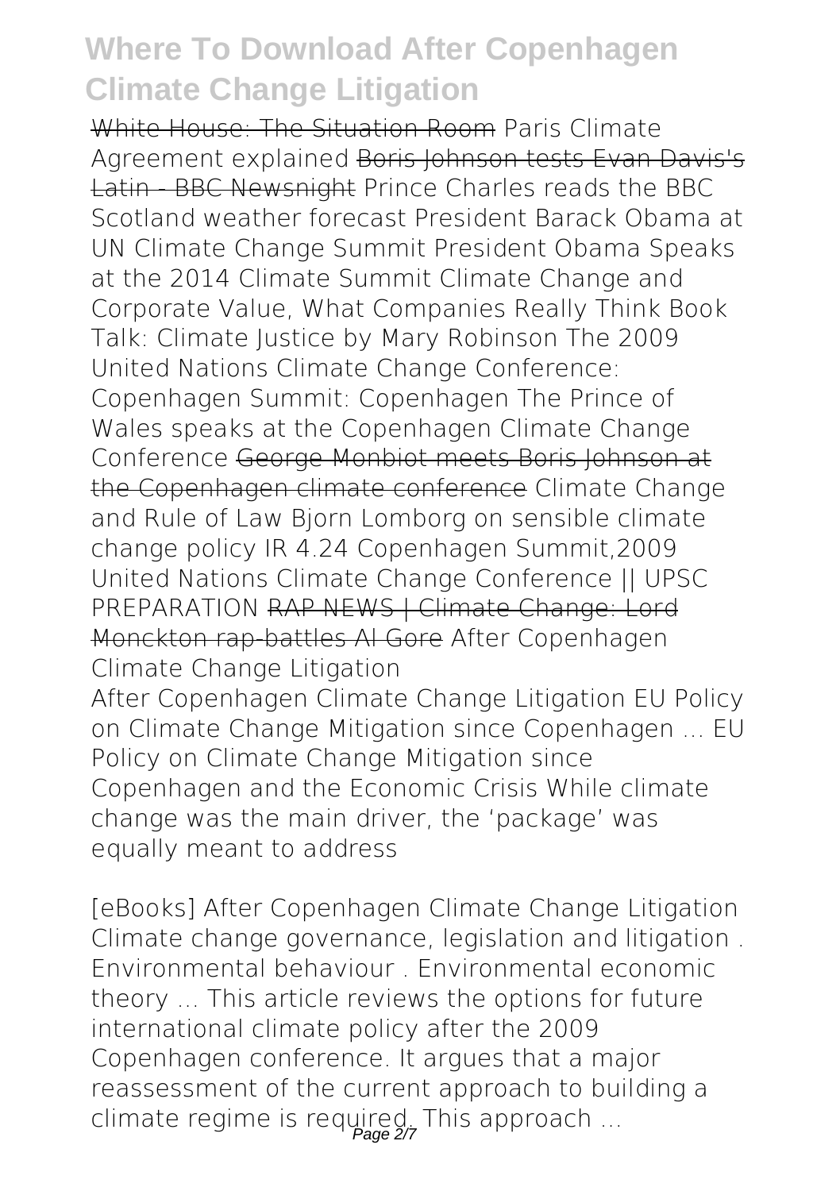~~White House: The Situation Room~~ *Paris Climate Agreement explained* ~~Boris Johnson tests Evan Davis's Latin - BBC Newsnight~~ *Prince Charles reads the BBC Scotland weather forecast* *President Barack Obama at UN Climate Change Summit* *President Obama Speaks at the 2014 Climate Summit* *Climate Change and Corporate Value, What Companies Really Think* *Book Talk: Climate Justice by Mary Robinson* *The 2009 United Nations Climate Change Conference: Copenhagen* *Summit: Copenhagen* *The Prince of Wales speaks at the Copenhagen Climate Change Conference* ~~George Monbiot meets Boris Johnson at the Copenhagen climate conference~~ *Climate Change and Rule of Law* *Bjorn Lomborg on sensible climate change policy* *IR 4.24 Copenhagen Summit,2009 United Nations Climate Change Conference || UPSC PREPARATION* ~~RAP NEWS | Climate Change: Lord Monckton rap-battles Al Gore~~ *After Copenhagen Climate Change Litigation*

After Copenhagen Climate Change Litigation EU Policy on Climate Change Mitigation since Copenhagen ... EU Policy on Climate Change Mitigation since Copenhagen and the Economic Crisis While climate change was the main driver, the 'package' was equally meant to address

*[eBooks] After Copenhagen Climate Change Litigation*

Climate change governance, legislation and litigation . Environmental behaviour . Environmental economic theory ... This article reviews the options for future international climate policy after the 2009 Copenhagen conference. It argues that a major reassessment of the current approach to building a climate regime is required. This approach ...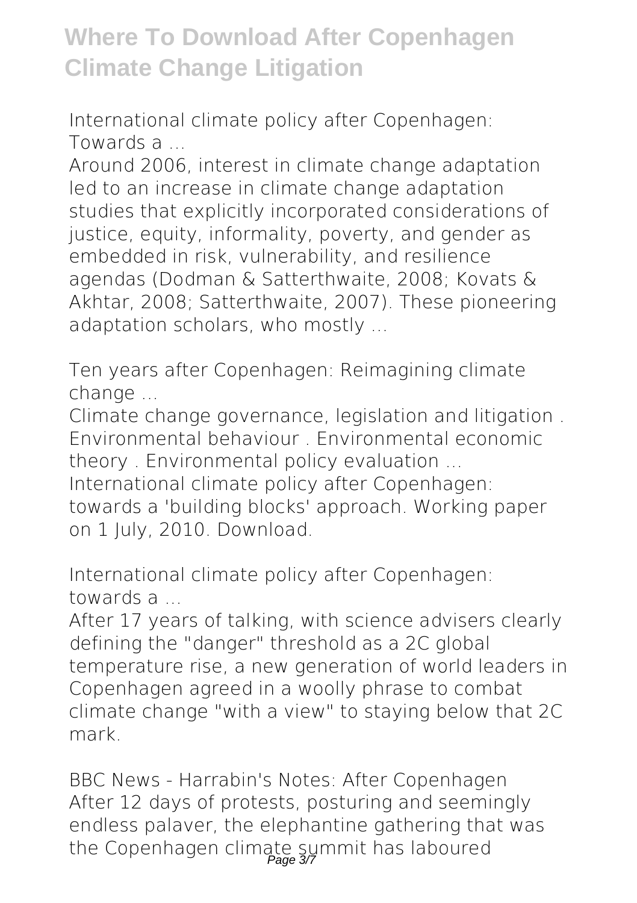*International climate policy after Copenhagen: Towards a ...*

Around 2006, interest in climate change adaptation led to an increase in climate change adaptation studies that explicitly incorporated considerations of justice, equity, informality, poverty, and gender as embedded in risk, vulnerability, and resilience agendas (Dodman & Satterthwaite, 2008; Kovats & Akhtar, 2008; Satterthwaite, 2007). These pioneering adaptation scholars, who mostly ...

*Ten years after Copenhagen: Reimagining climate change ...*

Climate change governance, legislation and litigation . Environmental behaviour . Environmental economic theory . Environmental policy evaluation ... International climate policy after Copenhagen: towards a 'building blocks' approach. Working paper on 1 July, 2010. Download.

*International climate policy after Copenhagen: towards a ...*

After 17 years of talking, with science advisers clearly defining the "danger" threshold as a 2C global temperature rise, a new generation of world leaders in Copenhagen agreed in a woolly phrase to combat climate change "with a view" to staying below that 2C mark.

*BBC News - Harrabin's Notes: After Copenhagen*

After 12 days of protests, posturing and seemingly endless palaver, the elephantine gathering that was the Copenhagen climate summit has laboured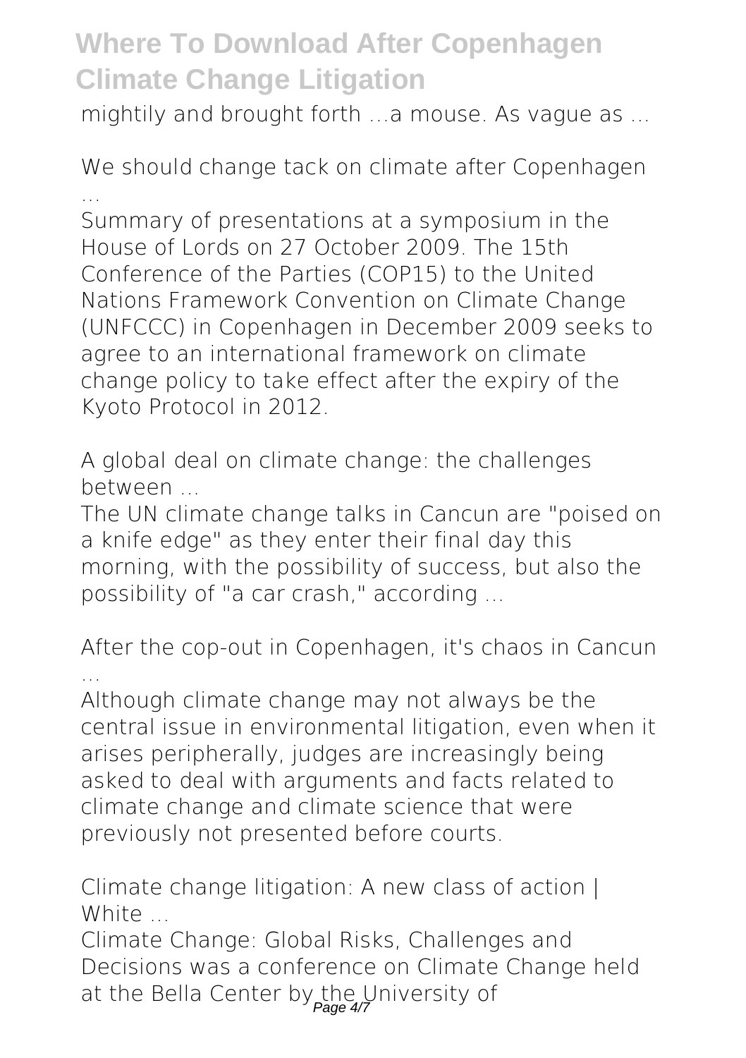mightily and brought forth …a mouse. As vague as ...

**We should change tack on climate after Copenhagen ...**

Summary of presentations at a symposium in the House of Lords on 27 October 2009. The 15th Conference of the Parties (COP15) to the United Nations Framework Convention on Climate Change (UNFCCC) in Copenhagen in December 2009 seeks to agree to an international framework on climate change policy to take effect after the expiry of the Kyoto Protocol in 2012.

**A global deal on climate change: the challenges between ...**

The UN climate change talks in Cancun are "poised on a knife edge" as they enter their final day this morning, with the possibility of success, but also the possibility of "a car crash," according ...

**After the cop-out in Copenhagen, it's chaos in Cancun ...**

Although climate change may not always be the central issue in environmental litigation, even when it arises peripherally, judges are increasingly being asked to deal with arguments and facts related to climate change and climate science that were previously not presented before courts.

**Climate change litigation: A new class of action | White ...**

Climate Change: Global Risks, Challenges and Decisions was a conference on Climate Change held at the Bella Center by the University of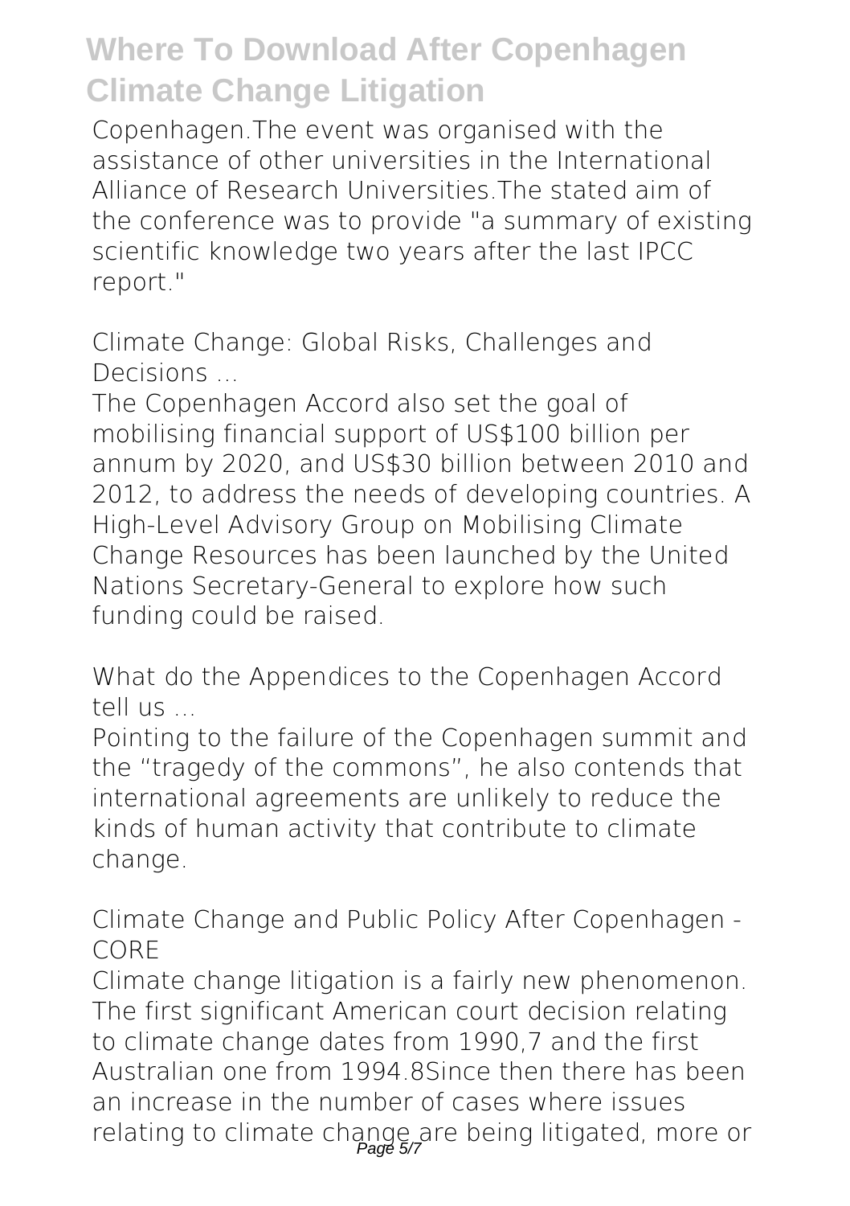Copenhagen.The event was organised with the assistance of other universities in the International Alliance of Research Universities.The stated aim of the conference was to provide "a summary of existing scientific knowledge two years after the last IPCC report."

Climate Change: Global Risks, Challenges and Decisions ...

The Copenhagen Accord also set the goal of mobilising financial support of US$100 billion per annum by 2020, and US$30 billion between 2010 and 2012, to address the needs of developing countries. A High-Level Advisory Group on Mobilising Climate Change Resources has been launched by the United Nations Secretary-General to explore how such funding could be raised.

What do the Appendices to the Copenhagen Accord tell us ...

Pointing to the failure of the Copenhagen summit and the "tragedy of the commons", he also contends that international agreements are unlikely to reduce the kinds of human activity that contribute to climate change.

Climate Change and Public Policy After Copenhagen - CORE

Climate change litigation is a fairly new phenomenon. The first significant American court decision relating to climate change dates from 1990,7 and the first Australian one from 1994.8Since then there has been an increase in the number of cases where issues relating to climate change are being litigated, more or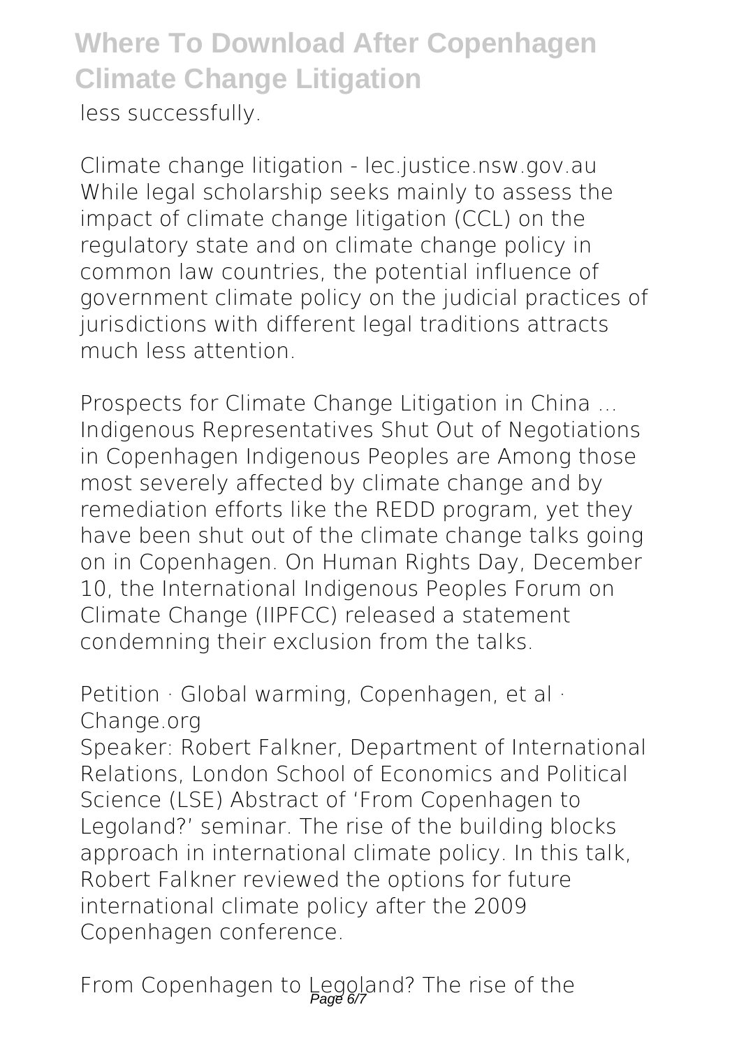less successfully.

Climate change litigation - lec.justice.nsw.gov.au
While legal scholarship seeks mainly to assess the impact of climate change litigation (CCL) on the regulatory state and on climate change policy in common law countries, the potential influence of government climate policy on the judicial practices of jurisdictions with different legal traditions attracts much less attention.

Prospects for Climate Change Litigation in China ...
Indigenous Representatives Shut Out of Negotiations in Copenhagen Indigenous Peoples are Among those most severely affected by climate change and by remediation efforts like the REDD program, yet they have been shut out of the climate change talks going on in Copenhagen. On Human Rights Day, December 10, the International Indigenous Peoples Forum on Climate Change (IIPFCC) released a statement condemning their exclusion from the talks.

Petition · Global warming, Copenhagen, et al · Change.org
Speaker: Robert Falkner, Department of International Relations, London School of Economics and Political Science (LSE) Abstract of 'From Copenhagen to Legoland?' seminar. The rise of the building blocks approach in international climate policy. In this talk, Robert Falkner reviewed the options for future international climate policy after the 2009 Copenhagen conference.

From Copenhagen to Legoland? The rise of the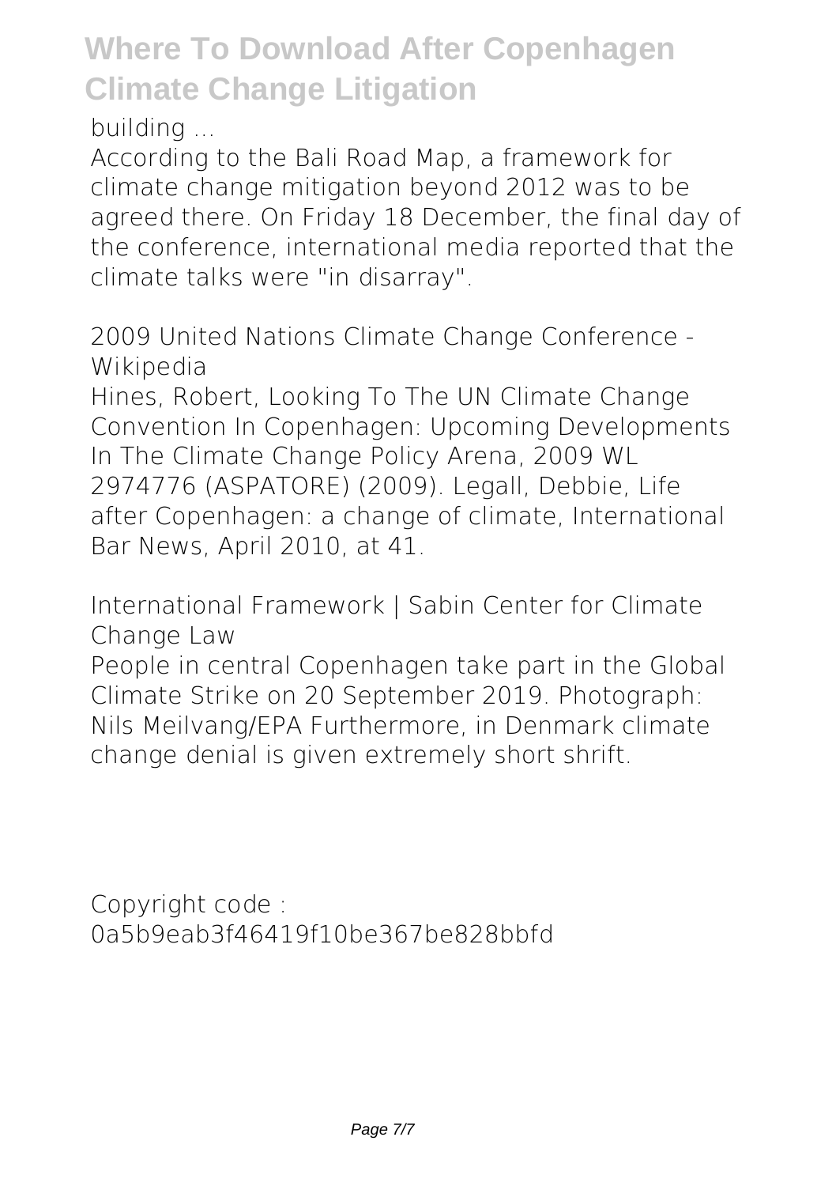building ...

According to the Bali Road Map, a framework for climate change mitigation beyond 2012 was to be agreed there. On Friday 18 December, the final day of the conference, international media reported that the climate talks were "in disarray".

*2009 United Nations Climate Change Conference - Wikipedia*

Hines, Robert, Looking To The UN Climate Change Convention In Copenhagen: Upcoming Developments In The Climate Change Policy Arena, 2009 WL 2974776 (ASPATORE) (2009). Legall, Debbie, Life after Copenhagen: a change of climate, International Bar News, April 2010, at 41.

*International Framework | Sabin Center for Climate Change Law*

People in central Copenhagen take part in the Global Climate Strike on 20 September 2019. Photograph: Nils Meilvang/EPA Furthermore, in Denmark climate change denial is given extremely short shrift.

Copyright code : 0a5b9eab3f46419f10be367be828bbfd